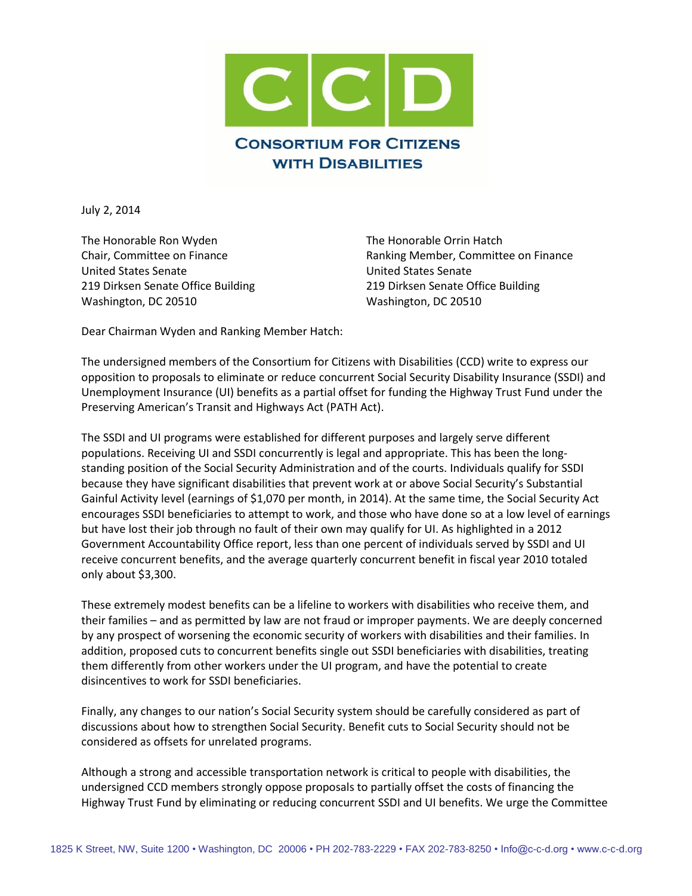# CCD

## Consortium for Citizens with Disabilities

July 2, 2014

The Honorable Ron Wyden
Chair, Committee on Finance
United States Senate
219 Dirksen Senate Office Building
Washington, DC 20510

The Honorable Orrin Hatch
Ranking Member, Committee on Finance
United States Senate
219 Dirksen Senate Office Building
Washington, DC 20510

Dear Chairman Wyden and Ranking Member Hatch:

The undersigned members of the Consortium for Citizens with Disabilities (CCD) write to express our opposition to proposals to eliminate or reduce concurrent Social Security Disability Insurance (SSDI) and Unemployment Insurance (UI) benefits as a partial offset for funding the Highway Trust Fund under the Preserving American's Transit and Highways Act (PATH Act).

The SSDI and UI programs were established for different purposes and largely serve different populations. Receiving UI and SSDI concurrently is legal and appropriate. This has been the long-standing position of the Social Security Administration and of the courts. Individuals qualify for SSDI because they have significant disabilities that prevent work at or above Social Security's Substantial Gainful Activity level (earnings of $1,070 per month, in 2014). At the same time, the Social Security Act encourages SSDI beneficiaries to attempt to work, and those who have done so at a low level of earnings but have lost their job through no fault of their own may qualify for UI. As highlighted in a 2012 Government Accountability Office report, less than one percent of individuals served by SSDI and UI receive concurrent benefits, and the average quarterly concurrent benefit in fiscal year 2010 totaled only about $3,300.

These extremely modest benefits can be a lifeline to workers with disabilities who receive them, and their families – and as permitted by law are not fraud or improper payments. We are deeply concerned by any prospect of worsening the economic security of workers with disabilities and their families. In addition, proposed cuts to concurrent benefits single out SSDI beneficiaries with disabilities, treating them differently from other workers under the UI program, and have the potential to create disincentives to work for SSDI beneficiaries.

Finally, any changes to our nation's Social Security system should be carefully considered as part of discussions about how to strengthen Social Security. Benefit cuts to Social Security should not be considered as offsets for unrelated programs.

Although a strong and accessible transportation network is critical to people with disabilities, the undersigned CCD members strongly oppose proposals to partially offset the costs of financing the Highway Trust Fund by eliminating or reducing concurrent SSDI and UI benefits. We urge the Committee

1825 K Street, NW, Suite 1200 • Washington, DC 20006 • PH 202-783-2229 • FAX 202-783-8250 • Info@c-c-d.org • www.c-c-d.org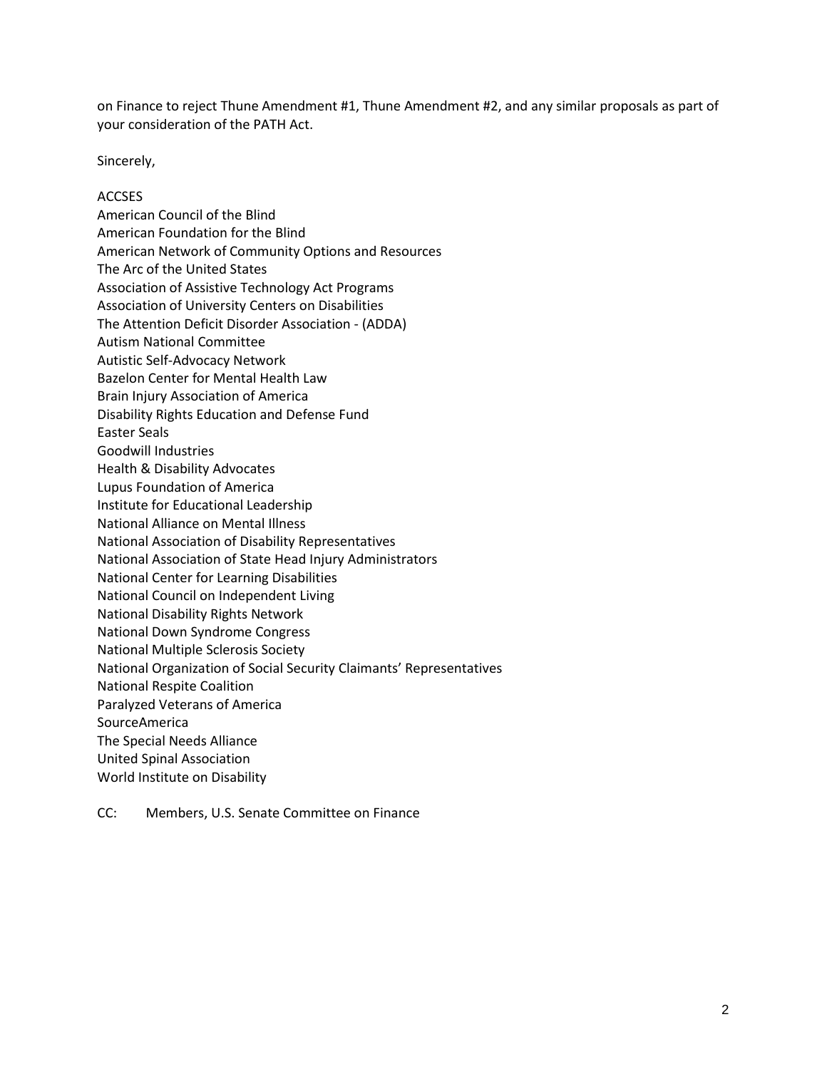on Finance to reject Thune Amendment #1, Thune Amendment #2, and any similar proposals as part of your consideration of the PATH Act.

Sincerely,

ACCSES
American Council of the Blind
American Foundation for the Blind
American Network of Community Options and Resources
The Arc of the United States
Association of Assistive Technology Act Programs
Association of University Centers on Disabilities
The Attention Deficit Disorder Association - (ADDA)
Autism National Committee
Autistic Self-Advocacy Network
Bazelon Center for Mental Health Law
Brain Injury Association of America
Disability Rights Education and Defense Fund
Easter Seals
Goodwill Industries
Health & Disability Advocates
Lupus Foundation of America
Institute for Educational Leadership
National Alliance on Mental Illness
National Association of Disability Representatives
National Association of State Head Injury Administrators
National Center for Learning Disabilities
National Council on Independent Living
National Disability Rights Network
National Down Syndrome Congress
National Multiple Sclerosis Society
National Organization of Social Security Claimants' Representatives
National Respite Coalition
Paralyzed Veterans of America
SourceAmerica
The Special Needs Alliance
United Spinal Association
World Institute on Disability

CC: Members, U.S. Senate Committee on Finance